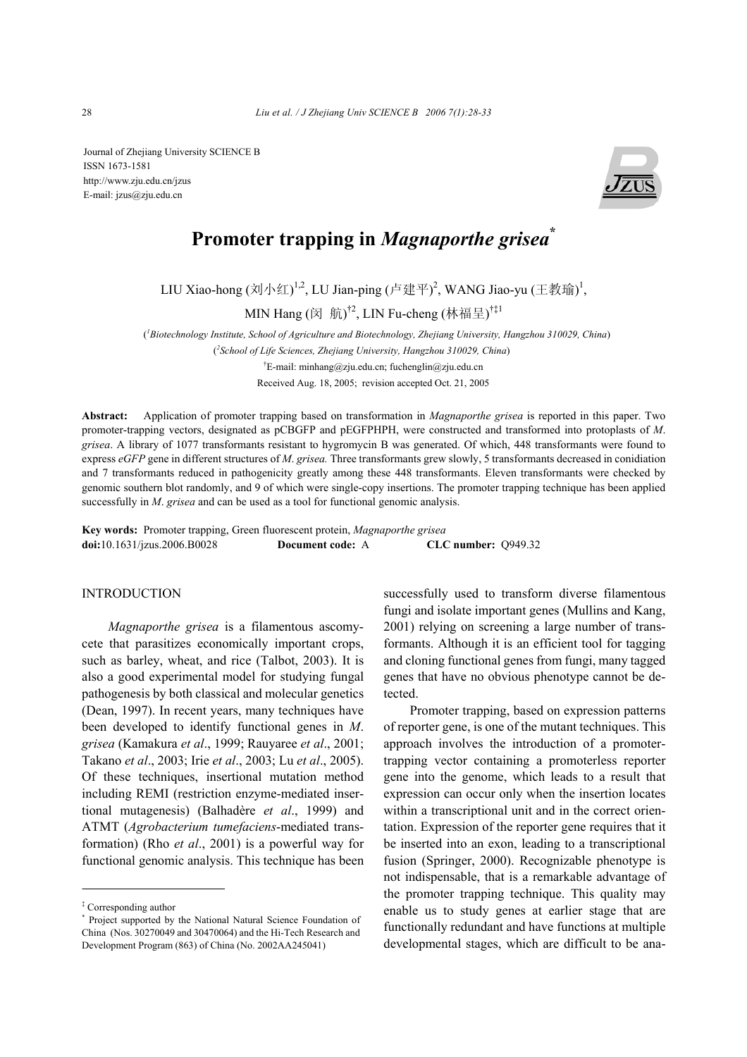Journal of Zhejiang University SCIENCE B
ISSN 1673-1581
http://www.zju.edu.cn/jzus
E-mail: jzus@zju.edu.cn

# Promoter trapping in *Magnaporthe grisea*[*]

LIU Xiao-hong (刘小红)[1,2], LU Jian-ping (卢建平)[2], WANG Jiao-yu (王教瑜)[1], MIN Hang (闵 航)[†2], LIN Fu-cheng (林福呈)[†‡1]

([1]*Biotechnology Institute, School of Agriculture and Biotechnology, Zhejiang University, Hangzhou 310029, China*)
([2]*School of Life Sciences, Zhejiang University, Hangzhou 310029, China*)
[†]E-mail: minhang@zju.edu.cn; fuchenglin@zju.edu.cn
Received Aug. 18, 2005; revision accepted Oct. 21, 2005

**Abstract:** Application of promoter trapping based on transformation in *Magnaporthe grisea* is reported in this paper. Two promoter-trapping vectors, designated as pCBGFP and pEGFPHPH, were constructed and transformed into protoplasts of *M. grisea*. A library of 1077 transformants resistant to hygromycin B was generated. Of which, 448 transformants were found to express *eGFP* gene in different structures of *M. grisea.* Three transformants grew slowly, 5 transformants decreased in conidiation and 7 transformants reduced in pathogenicity greatly among these 448 transformants. Eleven transformants were checked by genomic southern blot randomly, and 9 of which were single-copy insertions. The promoter trapping technique has been applied successfully in *M. grisea* and can be used as a tool for functional genomic analysis.

**Key words:** Promoter trapping, Green fluorescent protein, *Magnaporthe grisea*
**doi:**10.1631/jzus.2006.B0028 **Document code:** A **CLC number:** Q949.32

## INTRODUCTION

*Magnaporthe grisea* is a filamentous ascomycete that parasitizes economically important crops, such as barley, wheat, and rice (Talbot, 2003). It is also a good experimental model for studying fungal pathogenesis by both classical and molecular genetics (Dean, 1997). In recent years, many techniques have been developed to identify functional genes in *M. grisea* (Kamakura *et al*., 1999; Rauyaree *et al*., 2001; Takano *et al*., 2003; Irie *et al*., 2003; Lu *et al*., 2005). Of these techniques, insertional mutation method including REMI (restriction enzyme-mediated insertional mutagenesis) (Balhadère *et al*., 1999) and ATMT (*Agrobacterium tumefaciens*-mediated transformation) (Rho *et al*., 2001) is a powerful way for functional genomic analysis. This technique has been successfully used to transform diverse filamentous fungi and isolate important genes (Mullins and Kang, 2001) relying on screening a large number of transformants. Although it is an efficient tool for tagging and cloning functional genes from fungi, many tagged genes that have no obvious phenotype cannot be detected.

Promoter trapping, based on expression patterns of reporter gene, is one of the mutant techniques. This approach involves the introduction of a promoter-trapping vector containing a promoterless reporter gene into the genome, which leads to a result that expression can occur only when the insertion locates within a transcriptional unit and in the correct orientation. Expression of the reporter gene requires that it be inserted into an exon, leading to a transcriptional fusion (Springer, 2000). Recognizable phenotype is not indispensable, that is a remarkable advantage of the promoter trapping technique. This quality may enable us to study genes at earlier stage that are functionally redundant and have functions at multiple developmental stages, which are difficult to be ana-

[‡] Corresponding author
[*] Project supported by the National Natural Science Foundation of China (Nos. 30270049 and 30470064) and the Hi-Tech Research and Development Program (863) of China (No. 2002AA245041)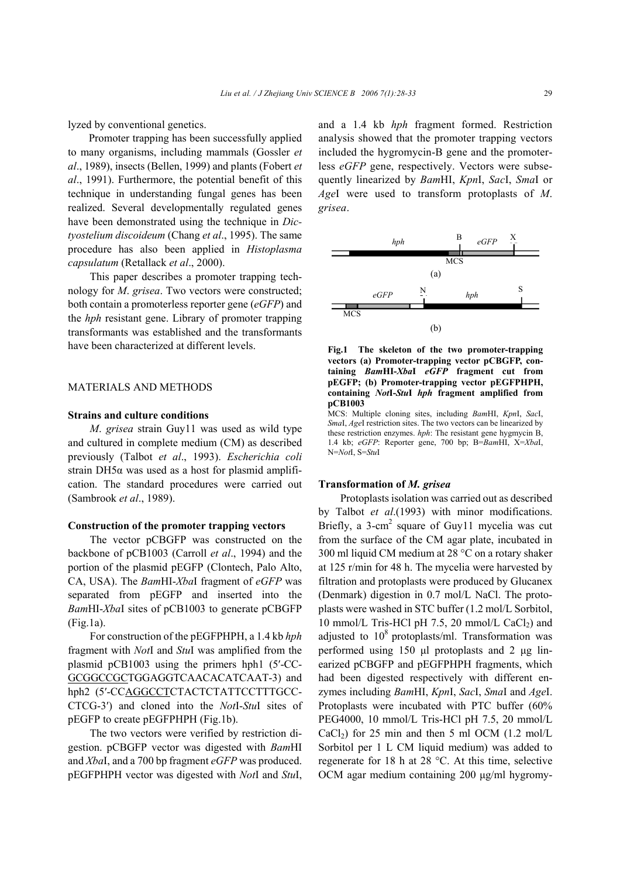lyzed by conventional genetics.

Promoter trapping has been successfully applied to many organisms, including mammals (Gossler *et al*., 1989), insects (Bellen, 1999) and plants (Fobert *et al*., 1991). Furthermore, the potential benefit of this technique in understanding fungal genes has been realized. Several developmentally regulated genes have been demonstrated using the technique in *Dictyostelium discoideum* (Chang *et al*., 1995). The same procedure has also been applied in *Histoplasma capsulatum* (Retallack *et al*., 2000).

This paper describes a promoter trapping technology for *M*. *grisea*. Two vectors were constructed; both contain a promoterless reporter gene (*eGFP*) and the *hph* resistant gene. Library of promoter trapping transformants was established and the transformants have been characterized at different levels.

## MATERIALS AND METHODS

### Strains and culture conditions

*M*. *grisea* strain Guy11 was used as wild type and cultured in complete medium (CM) as described previously (Talbot *et al*., 1993). *Escherichia coli* strain DH5α was used as a host for plasmid amplification. The standard procedures were carried out (Sambrook *et al*., 1989).

### Construction of the promoter trapping vectors

The vector pCBGFP was constructed on the backbone of pCB1003 (Carroll *et al*., 1994) and the portion of the plasmid pEGFP (Clontech, Palo Alto, CA, USA). The *Bam*HI-*Xba*I fragment of *eGFP* was separated from pEGFP and inserted into the *Bam*HI-*Xba*I sites of pCB1003 to generate pCBGFP (Fig.1a).

For construction of the pEGFPHPH, a 1.4 kb *hph* fragment with *Not*I and *Stu*I was amplified from the plasmid pCB1003 using the primers hph1 (5′-CC-GCGGCCGCTGGAGGTCAACACATCAAT-3) and hph2 (5′-CCAGGCCTCTACTCTATTCCTTTGCC-CTCG-3′) and cloned into the *Not*I-*Stu*I sites of pEGFP to create pEGFPHPH (Fig.1b).

The two vectors were verified by restriction digestion. pCBGFP vector was digested with *Bam*HI and *Xba*I, and a 700 bp fragment *eGFP* was produced. pEGFPHPH vector was digested with *Not*I and *Stu*I, and a 1.4 kb *hph* fragment formed. Restriction analysis showed that the promoter trapping vectors included the hygromycin-B gene and the promoterless *eGFP* gene, respectively. Vectors were subsequently linearized by *Bam*HI, *Kpn*I, *Sac*I, *Sma*I or *Age*I were used to transform protoplasts of *M*. *grisea*.

**Fig.1 The skeleton of the two promoter-trapping vectors (a) Promoter-trapping vector pCBGFP, containing *Bam*HI-*Xba*I *eGFP* fragment cut from pEGFP; (b) Promoter-trapping vector pEGFPHPH, containing *Not*I-*Stu*I *hph* fragment amplified from pCB1003**

MCS: Multiple cloning sites, including *Bam*HI, *Kpn*I, *Sac*I, *Sma*I, *Age*I restriction sites. The two vectors can be linearized by these restriction enzymes. *hph*: The resistant gene hygmycin B, 1.4 kb; *eGFP*: Reporter gene, 700 bp; B=*Bam*HI, X=*Xba*I, N=*Not*I, S=*Stu*I

### Transformation of *M. grisea*

Protoplasts isolation was carried out as described by Talbot *et al*.(1993) with minor modifications. Briefly, a 3-cm$^2$ square of Guy11 mycelia was cut from the surface of the CM agar plate, incubated in 300 ml liquid CM medium at 28 °C on a rotary shaker at 125 r/min for 48 h. The mycelia were harvested by filtration and protoplasts were produced by Glucanex (Denmark) digestion in 0.7 mol/L NaCl. The protoplasts were washed in STC buffer (1.2 mol/L Sorbitol, 10 mmol/L Tris-HCl pH 7.5, 20 mmol/L $CaCl_2$) and adjusted to $10^8$ protoplasts/ml. Transformation was performed using 150 μl protoplasts and 2 μg linearized pCBGFP and pEGFPHPH fragments, which had been digested respectively with different enzymes including *Bam*HI, *Kpn*I, *Sac*I, *Sma*I and *Age*I. Protoplasts were incubated with PTC buffer (60% PEG4000, 10 mmol/L Tris-HCl pH 7.5, 20 mmol/L $CaCl_2$) for 25 min and then 5 ml OCM (1.2 mol/L Sorbitol per 1 L CM liquid medium) was added to regenerate for 18 h at 28 °C. At this time, selective OCM agar medium containing 200 μg/ml hygromy-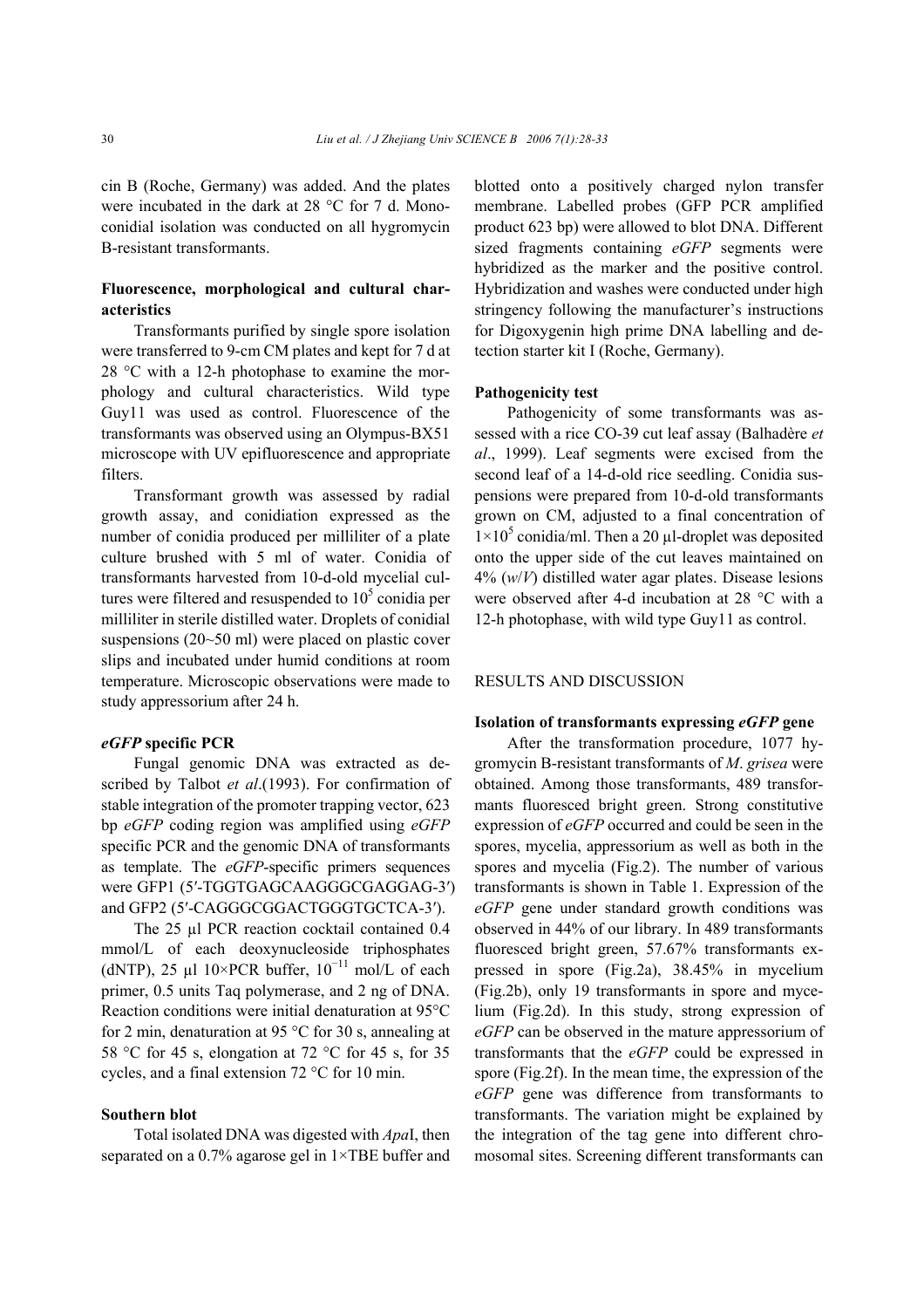cin B (Roche, Germany) was added. And the plates were incubated in the dark at 28 °C for 7 d. Monoconidial isolation was conducted on all hygromycin B-resistant transformants.

### Fluorescence, morphological and cultural characteristics

Transformants purified by single spore isolation were transferred to 9-cm CM plates and kept for 7 d at 28 °C with a 12-h photophase to examine the morphology and cultural characteristics. Wild type Guy11 was used as control. Fluorescence of the transformants was observed using an Olympus-BX51 microscope with UV epifluorescence and appropriate filters.

Transformant growth was assessed by radial growth assay, and conidiation expressed as the number of conidia produced per milliliter of a plate culture brushed with 5 ml of water. Conidia of transformants harvested from 10-d-old mycelial cultures were filtered and resuspended to $10^5$ conidia per milliliter in sterile distilled water. Droplets of conidial suspensions (20~50 ml) were placed on plastic cover slips and incubated under humid conditions at room temperature. Microscopic observations were made to study appressorium after 24 h.

### *eGFP* specific PCR

Fungal genomic DNA was extracted as described by Talbot *et al*.(1993). For confirmation of stable integration of the promoter trapping vector, 623 bp *eGFP* coding region was amplified using *eGFP* specific PCR and the genomic DNA of transformants as template. The *eGFP*-specific primers sequences were GFP1 (5′-TGGTGAGCAAGGGCGAGGAG-3′) and GFP2 (5′-CAGGGCGGACTGGGTGCTCA-3′).

The 25 µl PCR reaction cocktail contained 0.4 mmol/L of each deoxynucleoside triphosphates (dNTP), 25 µl 10×PCR buffer, $10^{-11}$ mol/L of each primer, 0.5 units Taq polymerase, and 2 ng of DNA. Reaction conditions were initial denaturation at 95°C for 2 min, denaturation at 95 °C for 30 s, annealing at 58 °C for 45 s, elongation at 72 °C for 45 s, for 35 cycles, and a final extension 72 °C for 10 min.

### Southern blot

Total isolated DNA was digested with *Apa*I, then separated on a 0.7% agarose gel in 1×TBE buffer and blotted onto a positively charged nylon transfer membrane. Labelled probes (GFP PCR amplified product 623 bp) were allowed to blot DNA. Different sized fragments containing *eGFP* segments were hybridized as the marker and the positive control. Hybridization and washes were conducted under high stringency following the manufacturer's instructions for Digoxygenin high prime DNA labelling and detection starter kit I (Roche, Germany).

### Pathogenicity test

Pathogenicity of some transformants was assessed with a rice CO-39 cut leaf assay (Balhadère *et al*., 1999). Leaf segments were excised from the second leaf of a 14-d-old rice seedling. Conidia suspensions were prepared from 10-d-old transformants grown on CM, adjusted to a final concentration of $1\times10^5$ conidia/ml. Then a 20 µl-droplet was deposited onto the upper side of the cut leaves maintained on 4% (*w*/*V*) distilled water agar plates. Disease lesions were observed after 4-d incubation at 28 °C with a 12-h photophase, with wild type Guy11 as control.

## RESULTS AND DISCUSSION

### Isolation of transformants expressing *eGFP* gene

After the transformation procedure, 1077 hygromycin B-resistant transformants of *M*. *grisea* were obtained. Among those transformants, 489 transformants fluoresced bright green. Strong constitutive expression of *eGFP* occurred and could be seen in the spores, mycelia, appressorium as well as both in the spores and mycelia (Fig.2). The number of various transformants is shown in Table 1. Expression of the *eGFP* gene under standard growth conditions was observed in 44% of our library. In 489 transformants fluoresced bright green, 57.67% transformants expressed in spore (Fig.2a), 38.45% in mycelium (Fig.2b), only 19 transformants in spore and mycelium (Fig.2d). In this study, strong expression of *eGFP* can be observed in the mature appressorium of transformants that the *eGFP* could be expressed in spore (Fig.2f). In the mean time, the expression of the *eGFP* gene was difference from transformants to transformants. The variation might be explained by the integration of the tag gene into different chromosomal sites. Screening different transformants can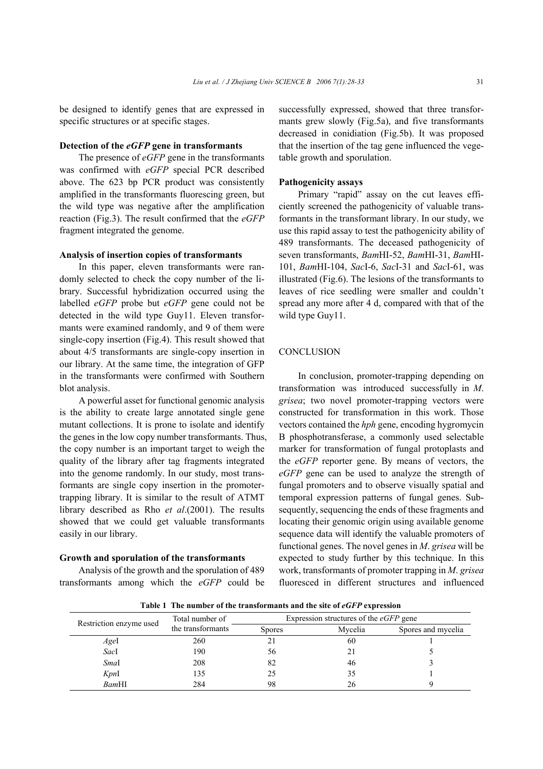be designed to identify genes that are expressed in specific structures or at specific stages.

### Detection of the *eGFP* gene in transformants

The presence of *eGFP* gene in the transformants was confirmed with *eGFP* special PCR described above. The 623 bp PCR product was consistently amplified in the transformants fluorescing green, but the wild type was negative after the amplification reaction (Fig.3). The result confirmed that the *eGFP* fragment integrated the genome.

### Analysis of insertion copies of transformants

In this paper, eleven transformants were randomly selected to check the copy number of the library. Successful hybridization occurred using the labelled *eGFP* probe but *eGFP* gene could not be detected in the wild type Guy11. Eleven transformants were examined randomly, and 9 of them were single-copy insertion (Fig.4). This result showed that about 4/5 transformants are single-copy insertion in our library. At the same time, the integration of GFP in the transformants were confirmed with Southern blot analysis.

A powerful asset for functional genomic analysis is the ability to create large annotated single gene mutant collections. It is prone to isolate and identify the genes in the low copy number transformants. Thus, the copy number is an important target to weigh the quality of the library after tag fragments integrated into the genome randomly. In our study, most transformants are single copy insertion in the promoter-trapping library. It is similar to the result of ATMT library described as Rho *et al*.(2001). The results showed that we could get valuable transformants easily in our library.

### Growth and sporulation of the transformants

Analysis of the growth and the sporulation of 489 transformants among which the *eGFP* could be successfully expressed, showed that three transformants grew slowly (Fig.5a), and five transformants decreased in conidiation (Fig.5b). It was proposed that the insertion of the tag gene influenced the vegetable growth and sporulation.

### Pathogenicity assays

Primary "rapid" assay on the cut leaves efficiently screened the pathogenicity of valuable transformants in the transformant library. In our study, we use this rapid assay to test the pathogenicity ability of 489 transformants. The deceased pathogenicity of seven transformants, *Bam*HI-52, *Bam*HI-31, *Bam*HI-101, *Bam*HI-104, *Sac*I-6, *Sac*I-31 and *Sac*I-61, was illustrated (Fig.6). The lesions of the transformants to leaves of rice seedling were smaller and couldn't spread any more after 4 d, compared with that of the wild type Guy11.

## CONCLUSION

In conclusion, promoter-trapping depending on transformation was introduced successfully in *M. grisea*; two novel promoter-trapping vectors were constructed for transformation in this work. Those vectors contained the *hph* gene, encoding hygromycin B phosphotransferase, a commonly used selectable marker for transformation of fungal protoplasts and the *eGFP* reporter gene. By means of vectors, the *eGFP* gene can be used to analyze the strength of fungal promoters and to observe visually spatial and temporal expression patterns of fungal genes. Subsequently, sequencing the ends of these fragments and locating their genomic origin using available genome sequence data will identify the valuable promoters of functional genes. The novel genes in *M. grisea* will be expected to study further by this technique. In this work, transformants of promoter trapping in *M. grisea* fluoresced in different structures and influenced

**Table 1 The number of the transformants and the site of *eGFP* expression**

| Restriction enzyme used | Total number of the transformants | Expression structures of the *eGFP* gene | | |
|---|---|---|---|---|
| | | Spores | Mycelia | Spores and mycelia |
| *Age*I | 260 | 21 | 60 | 1 |
| *Sac*I | 190 | 56 | 21 | 5 |
| *Sma*I | 208 | 82 | 46 | 3 |
| *Kpn*I | 135 | 25 | 35 | 1 |
| *Bam*HI | 284 | 98 | 26 | 9 |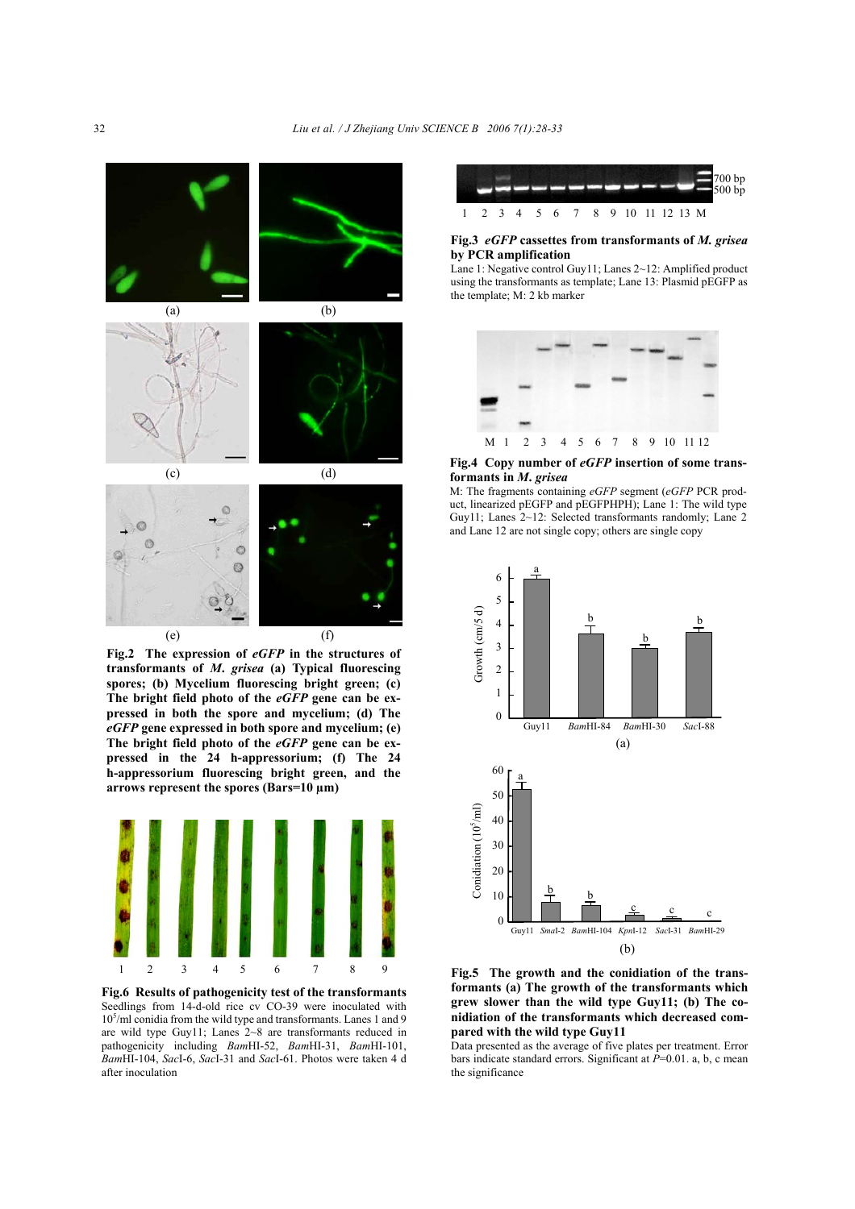**Fig.2 The expression of *eGFP* in the structures of transformants of *M. grisea* (a) Typical fluorescing spores; (b) Mycelium fluorescing bright green; (c) The bright field photo of the *eGFP* gene can be expressed in both the spore and mycelium; (d) The *eGFP* gene expressed in both spore and mycelium; (e) The bright field photo of the *eGFP* gene can be expressed in the 24 h-appressorium; (f) The 24 h-appressorium fluorescing bright green, and the arrows represent the spores (Bars=10 μm)**

**Fig.6 Results of pathogenicity test of the transformants**

Seedlings from 14-d-old rice cv CO-39 were inoculated with $10^5$/ml conidia from the wild type and transformants. Lanes 1 and 9 are wild type Guy11; Lanes 2~8 are transformants reduced in pathogenicity including *Bam*HI-52, *Bam*HI-31, *Bam*HI-101, *Bam*HI-104, *Sac*I-6, *Sac*I-31 and *Sac*I-61. Photos were taken 4 d after inoculation

**Fig.3 *eGFP* cassettes from transformants of *M. grisea* by PCR amplification**

Lane 1: Negative control Guy11; Lanes 2~12: Amplified product using the transformants as template; Lane 13: Plasmid pEGFP as the template; M: 2 kb marker

**Fig.4 Copy number of *eGFP* insertion of some transformants in *M. grisea***

M: The fragments containing *eGFP* segment (*eGFP* PCR product, linearized pEGFP and pEGFPHPH); Lane 1: The wild type Guy11; Lanes 2~12: Selected transformants randomly; Lane 2 and Lane 12 are not single copy; others are single copy

**Fig.5 The growth and the conidiation of the transformants (a) The growth of the transformants which grew slower than the wild type Guy11; (b) The conidiation of the transformants which decreased compared with the wild type Guy11**

Data presented as the average of five plates per treatment. Error bars indicate standard errors. Significant at $P$=0.01. a, b, c mean the significance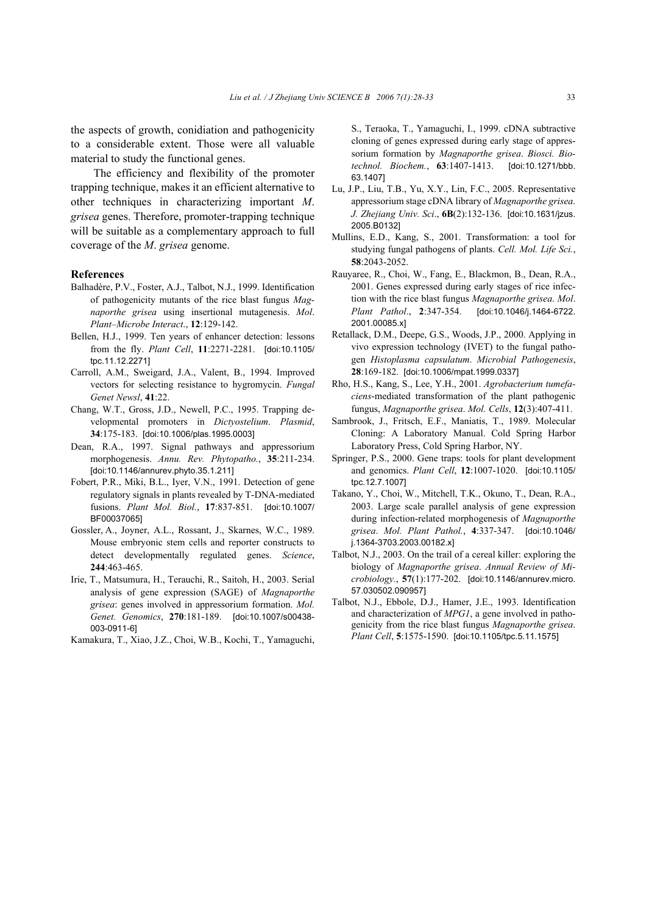the aspects of growth, conidiation and pathogenicity to a considerable extent. Those were all valuable material to study the functional genes.

The efficiency and flexibility of the promoter trapping technique, makes it an efficient alternative to other techniques in characterizing important *M. grisea* genes. Therefore, promoter-trapping technique will be suitable as a complementary approach to full coverage of the *M. grisea* genome.

## References

- Balhadère, P.V., Foster, A.J., Talbot, N.J., 1999. Identification of pathogenicity mutants of the rice blast fungus *Magnaporthe grisea* using insertional mutagenesis. *Mol. Plant–Microbe Interact*., **12**:129-142.
- Bellen, H.J., 1999. Ten years of enhancer detection: lessons from the fly. *Plant Cell*, **11**:2271-2281. [doi:10.1105/tpc.11.12.2271]
- Carroll, A.M., Sweigard, J.A., Valent, B., 1994. Improved vectors for selecting resistance to hygromycin. *Fungal Genet Newsl*, **41**:22.
- Chang, W.T., Gross, J.D., Newell, P.C., 1995. Trapping developmental promoters in *Dictyostelium*. *Plasmid*, **34**:175-183. [doi:10.1006/plas.1995.0003]
- Dean, R.A., 1997. Signal pathways and appressorium morphogenesis. *Annu. Rev. Phytopatho.*, **35**:211-234. [doi:10.1146/annurev.phyto.35.1.211]
- Fobert, P.R., Miki, B.L., Iyer, V.N., 1991. Detection of gene regulatory signals in plants revealed by T-DNA-mediated fusions. *Plant Mol. Biol.*, **17**:837-851. [doi:10.1007/BF00037065]
- Gossler, A., Joyner, A.L., Rossant, J., Skarnes, W.C., 1989. Mouse embryonic stem cells and reporter constructs to detect developmentally regulated genes. *Science*, **244**:463-465.
- Irie, T., Matsumura, H., Terauchi, R., Saitoh, H., 2003. Serial analysis of gene expression (SAGE) of *Magnaporthe grisea*: genes involved in appressorium formation. *Mol. Genet. Genomics*, **270**:181-189. [doi:10.1007/s00438-003-0911-6]
- Kamakura, T., Xiao, J.Z., Choi, W.B., Kochi, T., Yamaguchi, S., Teraoka, T., Yamaguchi, I., 1999. cDNA subtractive cloning of genes expressed during early stage of appressorium formation by *Magnaporthe grisea*. *Biosci. Biotechnol. Biochem.*, **63**:1407-1413. [doi:10.1271/bbb.63.1407]
- Lu, J.P., Liu, T.B., Yu, X.Y., Lin, F.C., 2005. Representative appressorium stage cDNA library of *Magnaporthe grisea*. *J. Zhejiang Univ. Sci*., **6B**(2):132-136. [doi:10.1631/jzus.2005.B0132]
- Mullins, E.D., Kang, S., 2001. Transformation: a tool for studying fungal pathogens of plants. *Cell. Mol. Life Sci.*, **58**:2043-2052.
- Rauyaree, R., Choi, W., Fang, E., Blackmon, B., Dean, R.A., 2001. Genes expressed during early stages of rice infection with the rice blast fungus *Magnaporthe grisea*. *Mol. Plant Pathol*., **2**:347-354. [doi:10.1046/j.1464-6722.2001.00085.x]
- Retallack, D.M., Deepe, G.S., Woods, J.P., 2000. Applying in vivo expression technology (IVET) to the fungal pathogen *Histoplasma capsulatum*. *Microbial Pathogenesis*, **28**:169-182. [doi:10.1006/mpat.1999.0337]
- Rho, H.S., Kang, S., Lee, Y.H., 2001. *Agrobacterium tumefaciens*-mediated transformation of the plant pathogenic fungus, *Magnaporthe grisea*. *Mol. Cells*, **12**(3):407-411.
- Sambrook, J., Fritsch, E.F., Maniatis, T., 1989. Molecular Cloning: A Laboratory Manual. Cold Spring Harbor Laboratory Press, Cold Spring Harbor, NY.
- Springer, P.S., 2000. Gene traps: tools for plant development and genomics. *Plant Cell*, **12**:1007-1020. [doi:10.1105/tpc.12.7.1007]
- Takano, Y., Choi, W., Mitchell, T.K., Okuno, T., Dean, R.A., 2003. Large scale parallel analysis of gene expression during infection-related morphogenesis of *Magnaporthe grisea*. *Mol. Plant Pathol.*, **4**:337-347. [doi:10.1046/j.1364-3703.2003.00182.x]
- Talbot, N.J., 2003. On the trail of a cereal killer: exploring the biology of *Magnaporthe grisea*. *Annual Review of Microbiology.*, **57**(1):177-202. [doi:10.1146/annurev.micro.57.030502.090957]
- Talbot, N.J., Ebbole, D.J., Hamer, J.E., 1993. Identification and characterization of *MPG1*, a gene involved in pathogenicity from the rice blast fungus *Magnaporthe grisea*. *Plant Cell*, **5**:1575-1590. [doi:10.1105/tpc.5.11.1575]